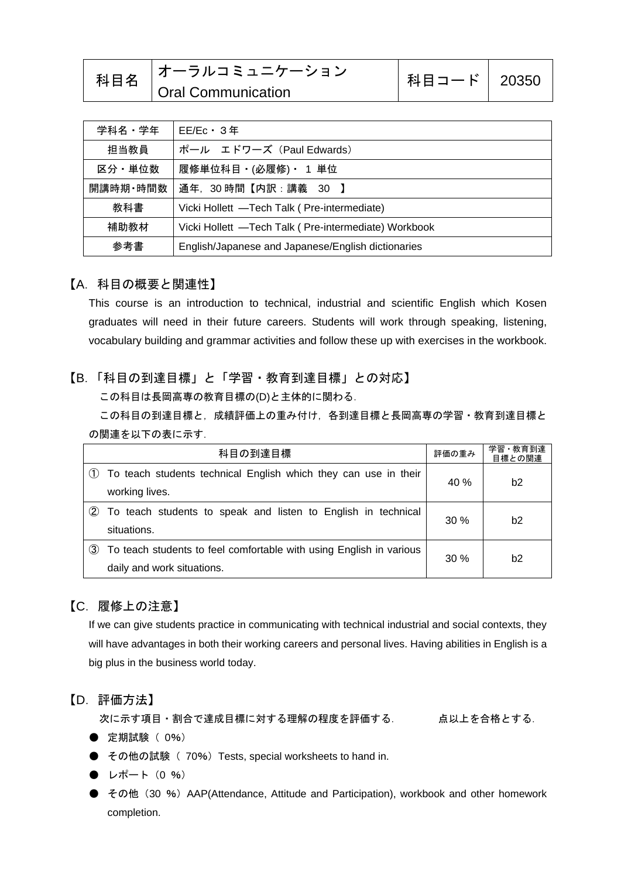| 科目名 | オーラルコミュニケーション<br>Oral Communication | 科目コード | 20350 |
|---|---|---|---|

| 学科名・学年 | EE/Ec・３年 |
|---|---|
| 担当教員 | ポール　エドワーズ（Paul Edwards） |
| 区分・単位数 | 履修単位科目・(必履修)・ 1 単位 |
| 開講時期・時間数 | 通年，30 時間【内訳：講義　30　】 |
| 教科書 | Vicki Hollett —Tech Talk ( Pre-intermediate) |
| 補助教材 | Vicki Hollett —Tech Talk ( Pre-intermediate) Workbook |
| 参考書 | English/Japanese and Japanese/English dictionaries |

## 【A．科目の概要と関連性】

This course is an introduction to technical, industrial and scientific English which Kosen graduates will need in their future careers. Students will work through speaking, listening, vocabulary building and grammar activities and follow these up with exercises in the workbook.

## 【B．「科目の到達目標」と「学習・教育到達目標」との対応】

この科目は長岡高専の教育目標の(D)と主体的に関わる．

この科目の到達目標と，成績評価上の重み付け，各到達目標と長岡高専の学習・教育到達目標との関連を以下の表に示す．

| 科目の到達目標 | 評価の重み | 学習・教育到達目標との関連 |
|---|---|---|
| ① To teach students technical English which they can use in their working lives. | 40 % | b2 |
| ② To teach students to speak and listen to English in technical situations. | 30 % | b2 |
| ③ To teach students to feel comfortable with using English in various daily and work situations. | 30 % | b2 |

## 【C．履修上の注意】

If we can give students practice in communicating with technical industrial and social contexts, they will have advantages in both their working careers and personal lives. Having abilities in English is a big plus in the business world today.

## 【D．評価方法】

次に示す項目・割合で達成目標に対する理解の程度を評価する．　　　点以上を合格とする．

- 定期試験（ 0%）
- その他の試験（ 70%）Tests, special worksheets to hand in.
- レポート（0 %）
- その他（30 %）AAP(Attendance, Attitude and Participation), workbook and other homework completion.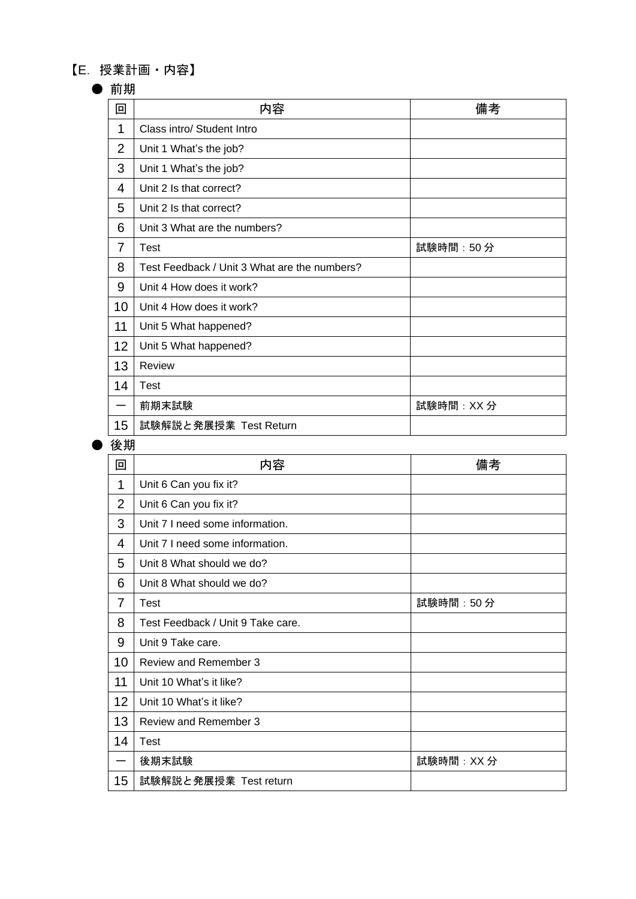【E. 授業計画・内容】

● 前期

| 回 | 内容 | 備考 |
| --- | --- | --- |
| 1 | Class intro/ Student Intro | |
| 2 | Unit 1 What's the job? | |
| 3 | Unit 1 What's the job? | |
| 4 | Unit 2 Is that correct? | |
| 5 | Unit 2 Is that correct? | |
| 6 | Unit 3 What are the numbers? | |
| 7 | Test | 試験時間：50 分 |
| 8 | Test Feedback / Unit 3 What are the numbers? | |
| 9 | Unit 4 How does it work? | |
| 10 | Unit 4 How does it work? | |
| 11 | Unit 5 What happened? | |
| 12 | Unit 5 What happened? | |
| 13 | Review | |
| 14 | Test | |
| ー | 前期末試験 | 試験時間：XX 分 |
| 15 | 試験解説と発展授業 Test Return | |

● 後期

| 回 | 内容 | 備考 |
| --- | --- | --- |
| 1 | Unit 6 Can you fix it? | |
| 2 | Unit 6 Can you fix it? | |
| 3 | Unit 7 I need some information. | |
| 4 | Unit 7 I need some information. | |
| 5 | Unit 8 What should we do? | |
| 6 | Unit 8 What should we do? | |
| 7 | Test | 試験時間：50 分 |
| 8 | Test Feedback / Unit 9 Take care. | |
| 9 | Unit 9 Take care. | |
| 10 | Review and Remember 3 | |
| 11 | Unit 10 What's it like? | |
| 12 | Unit 10 What's it like? | |
| 13 | Review and Remember 3 | |
| 14 | Test | |
| ー | 後期末試験 | 試験時間：XX 分 |
| 15 | 試験解説と発展授業 Test return | |